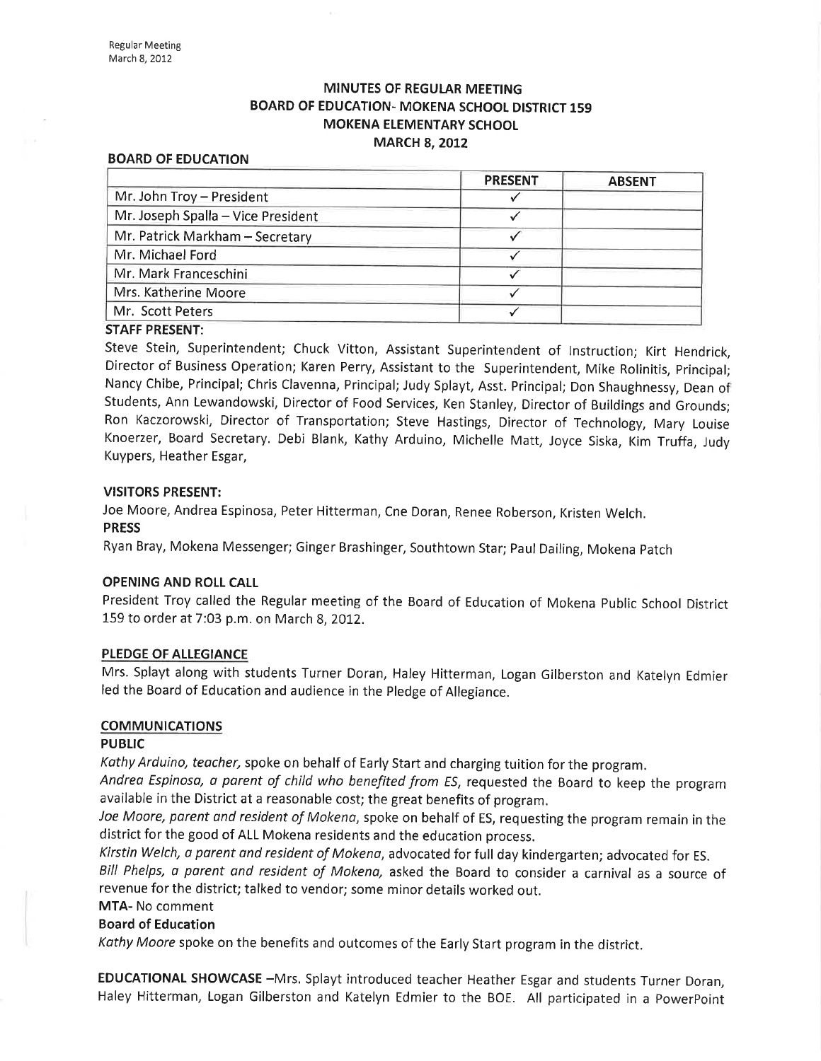# MINUTES OF REGULAR MEETING
# BOARD OF EDUCATION- MOKENA SCHOOL DISTRICT 159
# MOKENA ELEMENTARY SCHOOL
# MARCH 8, 2012

**BOARD OF EDUCATION**

| | PRESENT | ABSENT |
|---|---|---|
| Mr. John Troy – President | ✓ | |
| Mr. Joseph Spalla – Vice President | ✓ | |
| Mr. Patrick Markham – Secretary | ✓ | |
| Mr. Michael Ford | ✓ | |
| Mr. Mark Franceschini | ✓ | |
| Mrs. Katherine Moore | ✓ | |
| Mr. Scott Peters | ✓ | |

**STAFF PRESENT:**

Steve Stein, Superintendent; Chuck Vitton, Assistant Superintendent of Instruction; Kirt Hendrick, Director of Business Operation; Karen Perry, Assistant to the Superintendent, Mike Rolinitis, Principal; Nancy Chibe, Principal; Chris Clavenna, Principal; Judy Splayt, Asst. Principal; Don Shaughnessy, Dean of Students, Ann Lewandowski, Director of Food Services, Ken Stanley, Director of Buildings and Grounds; Ron Kaczorowski, Director of Transportation; Steve Hastings, Director of Technology, Mary Louise Knoerzer, Board Secretary. Debi Blank, Kathy Arduino, Michelle Matt, Joyce Siska, Kim Truffa, Judy Kuypers, Heather Esgar,

**VISITORS PRESENT:**

Joe Moore, Andrea Espinosa, Peter Hitterman, Cne Doran, Renee Roberson, Kristen Welch.

**PRESS**

Ryan Bray, Mokena Messenger; Ginger Brashinger, Southtown Star; Paul Dailing, Mokena Patch

**OPENING AND ROLL CALL**

President Troy called the Regular meeting of the Board of Education of Mokena Public School District 159 to order at 7:03 p.m. on March 8, 2012.

**PLEDGE OF ALLEGIANCE**

Mrs. Splayt along with students Turner Doran, Haley Hitterman, Logan Gilberston and Katelyn Edmier led the Board of Education and audience in the Pledge of Allegiance.

**COMMUNICATIONS**

**PUBLIC**

*Kathy Arduino, teacher,* spoke on behalf of Early Start and charging tuition for the program.

*Andrea Espinosa, a parent of child who benefited from ES,* requested the Board to keep the program available in the District at a reasonable cost; the great benefits of program.

*Joe Moore, parent and resident of Mokena,* spoke on behalf of ES, requesting the program remain in the district for the good of ALL Mokena residents and the education process.

*Kirstin Welch, a parent and resident of Mokena,* advocated for full day kindergarten; advocated for ES.

*Bill Phelps, a parent and resident of Mokena,* asked the Board to consider a carnival as a source of revenue for the district; talked to vendor; some minor details worked out.

**MTA-** No comment

**Board of Education**

*Kathy Moore* spoke on the benefits and outcomes of the Early Start program in the district.

**EDUCATIONAL SHOWCASE** –Mrs. Splayt introduced teacher Heather Esgar and students Turner Doran, Haley Hitterman, Logan Gilberston and Katelyn Edmier to the BOE. All participated in a PowerPoint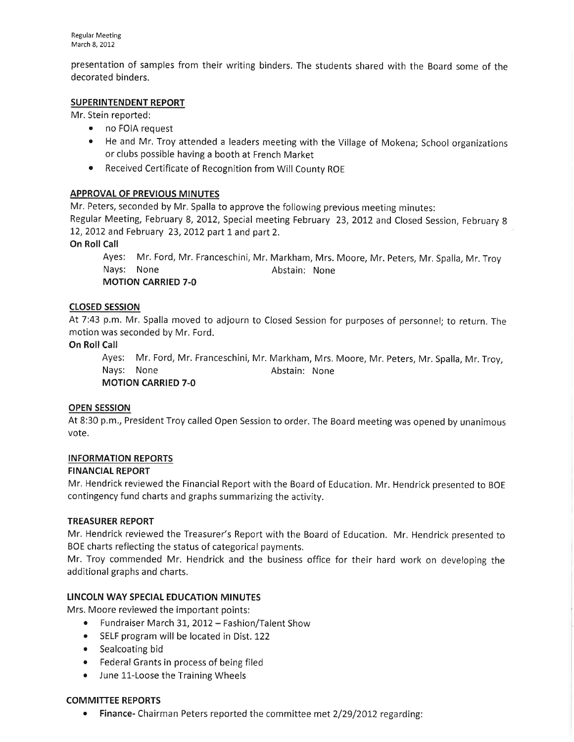presentation of samples from their writing binders. The students shared with the Board some of the decorated binders.

**SUPERINTENDENT REPORT**

Mr. Stein reported:

- no FOIA request
- He and Mr. Troy attended a leaders meeting with the Village of Mokena; School organizations or clubs possible having a booth at French Market
- Received Certificate of Recognition from Will County ROE

**APPROVAL OF PREVIOUS MINUTES**

Mr. Peters, seconded by Mr. Spalla to approve the following previous meeting minutes:
Regular Meeting, February 8, 2012, Special meeting February 23, 2012 and Closed Session, February 8 12, 2012 and February 23, 2012 part 1 and part 2.

**On Roll Call**

Ayes: Mr. Ford, Mr. Franceschini, Mr. Markham, Mrs. Moore, Mr. Peters, Mr. Spalla, Mr. Troy
Nays: None Abstain: None
**MOTION CARRIED 7-0**

**CLOSED SESSION**

At 7:43 p.m. Mr. Spalla moved to adjourn to Closed Session for purposes of personnel; to return. The motion was seconded by Mr. Ford.

**On Roll Call**

Ayes: Mr. Ford, Mr. Franceschini, Mr. Markham, Mrs. Moore, Mr. Peters, Mr. Spalla, Mr. Troy,
Nays: None Abstain: None
**MOTION CARRIED 7-0**

**OPEN SESSION**

At 8:30 p.m., President Troy called Open Session to order. The Board meeting was opened by unanimous vote.

**INFORMATION REPORTS**

**FINANCIAL REPORT**

Mr. Hendrick reviewed the Financial Report with the Board of Education. Mr. Hendrick presented to BOE contingency fund charts and graphs summarizing the activity.

**TREASURER REPORT**

Mr. Hendrick reviewed the Treasurer's Report with the Board of Education. Mr. Hendrick presented to BOE charts reflecting the status of categorical payments.
Mr. Troy commended Mr. Hendrick and the business office for their hard work on developing the additional graphs and charts.

**LINCOLN WAY SPECIAL EDUCATION MINUTES**

Mrs. Moore reviewed the important points:

- Fundraiser March 31, 2012 – Fashion/Talent Show
- SELF program will be located in Dist. 122
- Sealcoating bid
- Federal Grants in process of being filed
- June 11-Loose the Training Wheels

**COMMITTEE REPORTS**

- **Finance-** Chairman Peters reported the committee met 2/29/2012 regarding: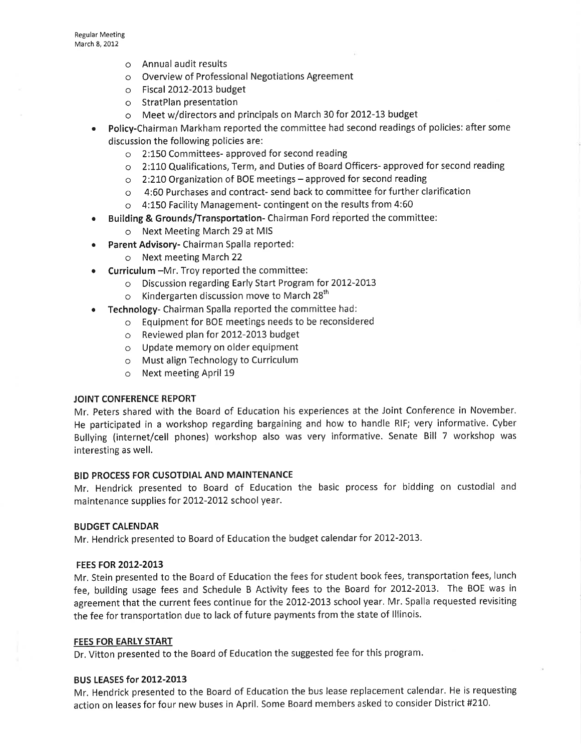- Annual audit results
  - Overview of Professional Negotiations Agreement
  - Fiscal 2012-2013 budget
  - StratPlan presentation
  - Meet w/directors and principals on March 30 for 2012-13 budget
- **Policy-**Chairman Markham reported the committee had second readings of policies: after some discussion the following policies are:
  - 2:150 Committees- approved for second reading
  - 2:110 Qualifications, Term, and Duties of Board Officers- approved for second reading
  - 2:210 Organization of BOE meetings – approved for second reading
  - 4:60 Purchases and contract- send back to committee for further clarification
  - 4:150 Facility Management- contingent on the results from 4:60
- **Building & Grounds/Transportation-** Chairman Ford reported the committee:
  - Next Meeting March 29 at MIS
- **Parent Advisory-** Chairman Spalla reported:
  - Next meeting March 22
- **Curriculum** –Mr. Troy reported the committee:
  - Discussion regarding Early Start Program for 2012-2013
  - Kindergarten discussion move to March 28th
- **Technology-** Chairman Spalla reported the committee had:
  - Equipment for BOE meetings needs to be reconsidered
  - Reviewed plan for 2012-2013 budget
  - Update memory on older equipment
  - Must align Technology to Curriculum
  - Next meeting April 19

**JOINT CONFERENCE REPORT**

Mr. Peters shared with the Board of Education his experiences at the Joint Conference in November. He participated in a workshop regarding bargaining and how to handle RIF; very informative. Cyber Bullying (internet/cell phones) workshop also was very informative. Senate Bill 7 workshop was interesting as well.

**BID PROCESS FOR CUSOTDIAL AND MAINTENANCE**

Mr. Hendrick presented to Board of Education the basic process for bidding on custodial and maintenance supplies for 2012-2012 school year.

**BUDGET CALENDAR**

Mr. Hendrick presented to Board of Education the budget calendar for 2012-2013.

**FEES FOR 2012-2013**

Mr. Stein presented to the Board of Education the fees for student book fees, transportation fees, lunch fee, building usage fees and Schedule B Activity fees to the Board for 2012-2013. The BOE was in agreement that the current fees continue for the 2012-2013 school year. Mr. Spalla requested revisiting the fee for transportation due to lack of future payments from the state of Illinois.

**FEES FOR EARLY START**

Dr. Vitton presented to the Board of Education the suggested fee for this program.

**BUS LEASES for 2012-2013**

Mr. Hendrick presented to the Board of Education the bus lease replacement calendar. He is requesting action on leases for four new buses in April. Some Board members asked to consider District #210.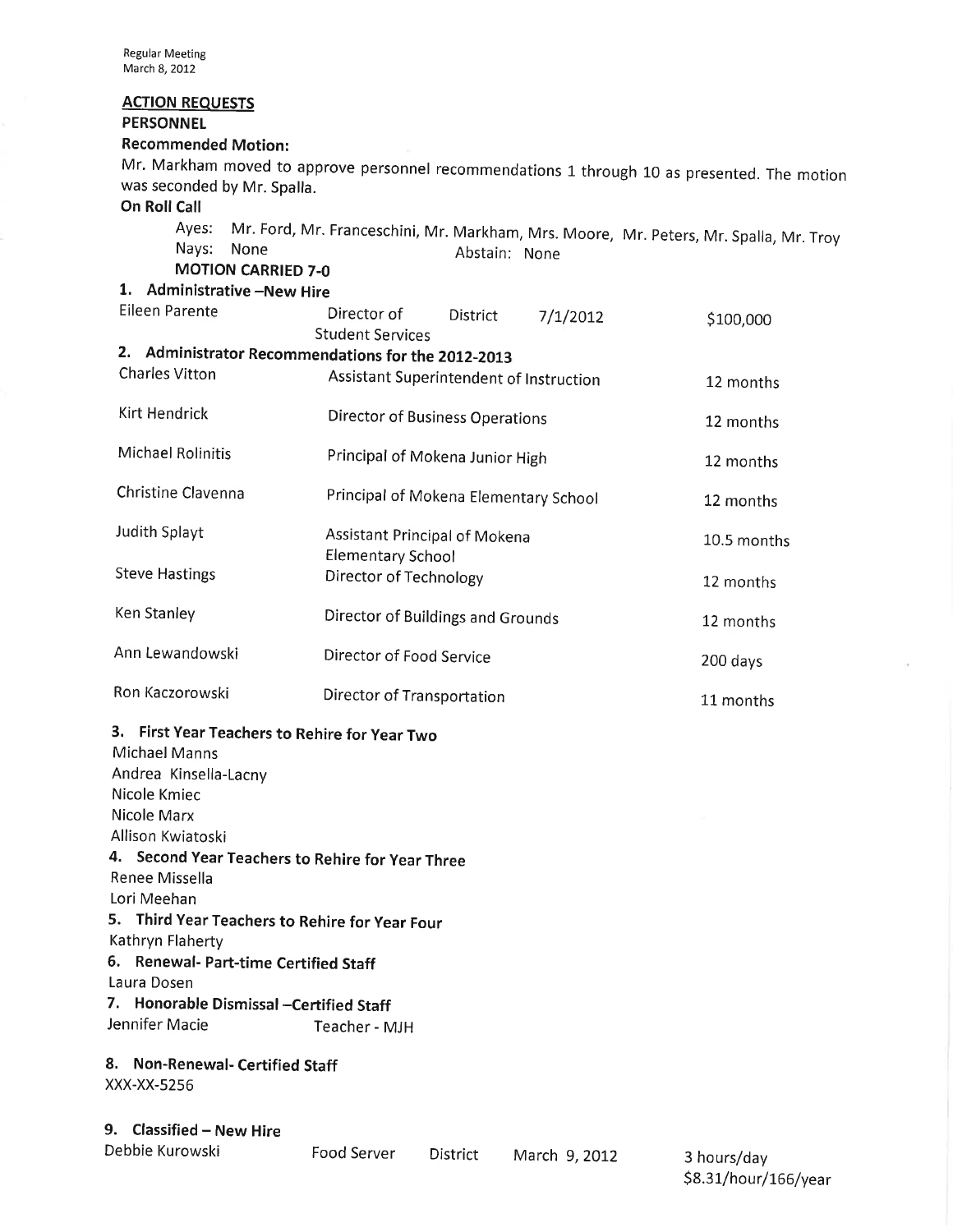Regular Meeting
March 8, 2012

**ACTION REQUESTS**

**PERSONNEL**

**Recommended Motion:**

Mr. Markham moved to approve personnel recommendations 1 through 10 as presented. The motion was seconded by Mr. Spalla.

**On Roll Call**

Ayes: Mr. Ford, Mr. Franceschini, Mr. Markham, Mrs. Moore, Mr. Peters, Mr. Spalla, Mr. Troy
Nays: None Abstain: None

**MOTION CARRIED 7-0**

**1. Administrative –New Hire**

| | | | | |
|---|---|---|---|---|
| Eileen Parente | Director of Student Services | District | 7/1/2012 | $100,000 |

**2. Administrator Recommendations for the 2012-2013**

| | | |
|---|---|---|
| Charles Vitton | Assistant Superintendent of Instruction | 12 months |
| Kirt Hendrick | Director of Business Operations | 12 months |
| Michael Rolinitis | Principal of Mokena Junior High | 12 months |
| Christine Clavenna | Principal of Mokena Elementary School | 12 months |
| Judith Splayt | Assistant Principal of Mokena Elementary School | 10.5 months |
| Steve Hastings | Director of Technology | 12 months |
| Ken Stanley | Director of Buildings and Grounds | 12 months |
| Ann Lewandowski | Director of Food Service | 200 days |
| Ron Kaczorowski | Director of Transportation | 11 months |

**3. First Year Teachers to Rehire for Year Two**

Michael Manns
Andrea Kinsella-Lacny
Nicole Kmiec
Nicole Marx
Allison Kwiatoski

**4. Second Year Teachers to Rehire for Year Three**

Renee Missella
Lori Meehan

**5. Third Year Teachers to Rehire for Year Four**

Kathryn Flaherty

**6. Renewal- Part-time Certified Staff**

Laura Dosen

**7. Honorable Dismissal –Certified Staff**

Jennifer Macie Teacher - MJH

**8. Non-Renewal- Certified Staff**

XXX-XX-5256

**9. Classified – New Hire**

| | | | | |
|---|---|---|---|---|
| Debbie Kurowski | Food Server | District | March 9, 2012 | 3 hours/day $8.31/hour/166/year |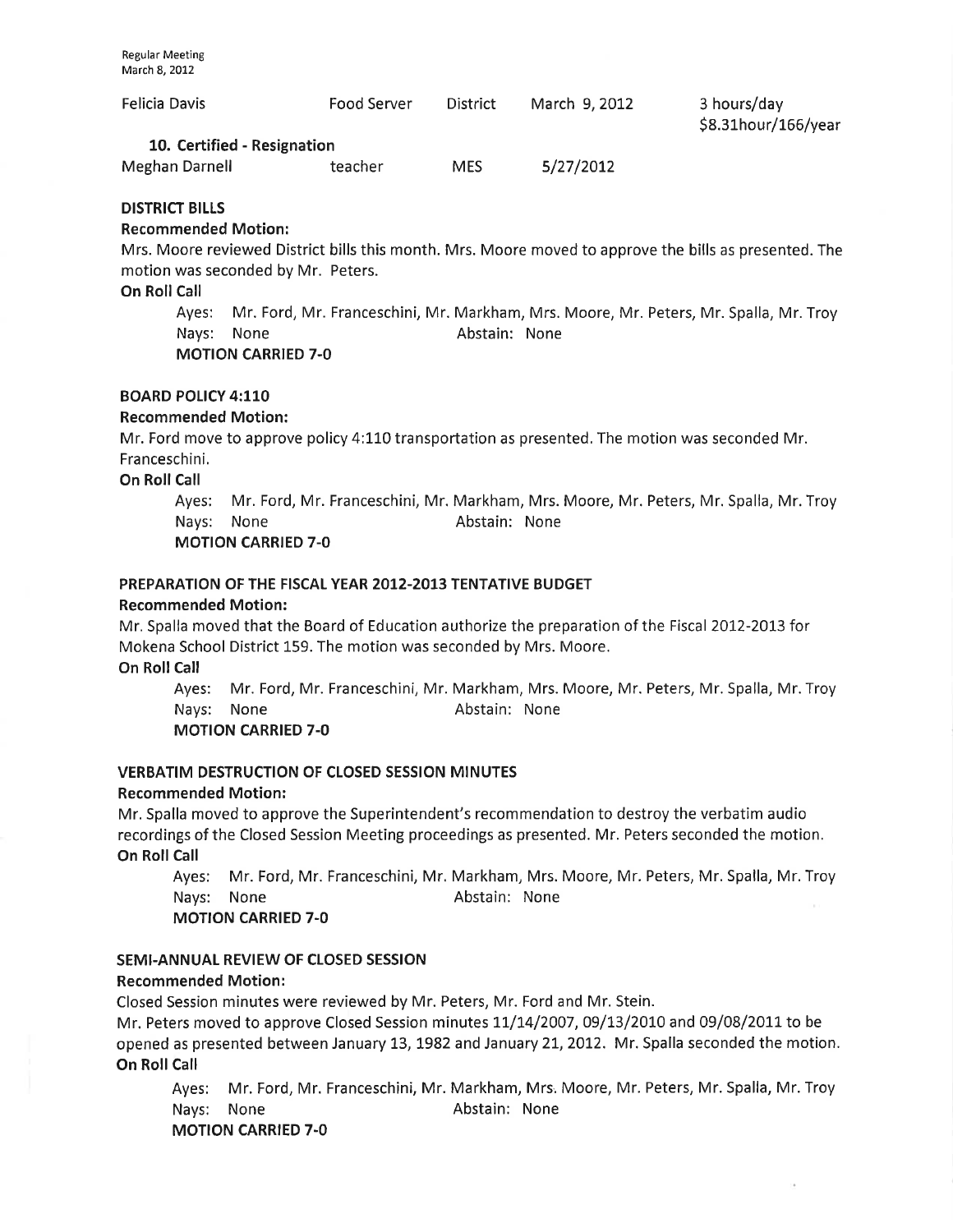| Felicia Davis | Food Server | District | March 9, 2012 | 3 hours/day $8.31hour/166/year |
|---|---|---|---|---|

**10. Certified - Resignation**

| Meghan Darnell | teacher | MES | 5/27/2012 |
|---|---|---|---|

**DISTRICT BILLS**

**Recommended Motion:**

Mrs. Moore reviewed District bills this month. Mrs. Moore moved to approve the bills as presented. The motion was seconded by Mr. Peters.

**On Roll Call**

Ayes: Mr. Ford, Mr. Franceschini, Mr. Markham, Mrs. Moore, Mr. Peters, Mr. Spalla, Mr. Troy
Nays: None Abstain: None
**MOTION CARRIED 7-0**

**BOARD POLICY 4:110**

**Recommended Motion:**

Mr. Ford move to approve policy 4:110 transportation as presented. The motion was seconded Mr. Franceschini.

**On Roll Call**

Ayes: Mr. Ford, Mr. Franceschini, Mr. Markham, Mrs. Moore, Mr. Peters, Mr. Spalla, Mr. Troy
Nays: None Abstain: None
**MOTION CARRIED 7-0**

**PREPARATION OF THE FISCAL YEAR 2012-2013 TENTATIVE BUDGET**

**Recommended Motion:**

Mr. Spalla moved that the Board of Education authorize the preparation of the Fiscal 2012-2013 for Mokena School District 159. The motion was seconded by Mrs. Moore.

**On Roll Call**

Ayes: Mr. Ford, Mr. Franceschini, Mr. Markham, Mrs. Moore, Mr. Peters, Mr. Spalla, Mr. Troy
Nays: None Abstain: None
**MOTION CARRIED 7-0**

**VERBATIM DESTRUCTION OF CLOSED SESSION MINUTES**

**Recommended Motion:**

Mr. Spalla moved to approve the Superintendent's recommendation to destroy the verbatim audio recordings of the Closed Session Meeting proceedings as presented. Mr. Peters seconded the motion.

**On Roll Call**

Ayes: Mr. Ford, Mr. Franceschini, Mr. Markham, Mrs. Moore, Mr. Peters, Mr. Spalla, Mr. Troy
Nays: None Abstain: None
**MOTION CARRIED 7-0**

**SEMI-ANNUAL REVIEW OF CLOSED SESSION**

**Recommended Motion:**

Closed Session minutes were reviewed by Mr. Peters, Mr. Ford and Mr. Stein.

Mr. Peters moved to approve Closed Session minutes 11/14/2007, 09/13/2010 and 09/08/2011 to be opened as presented between January 13, 1982 and January 21, 2012. Mr. Spalla seconded the motion.

**On Roll Call**

Ayes: Mr. Ford, Mr. Franceschini, Mr. Markham, Mrs. Moore, Mr. Peters, Mr. Spalla, Mr. Troy
Nays: None Abstain: None
**MOTION CARRIED 7-0**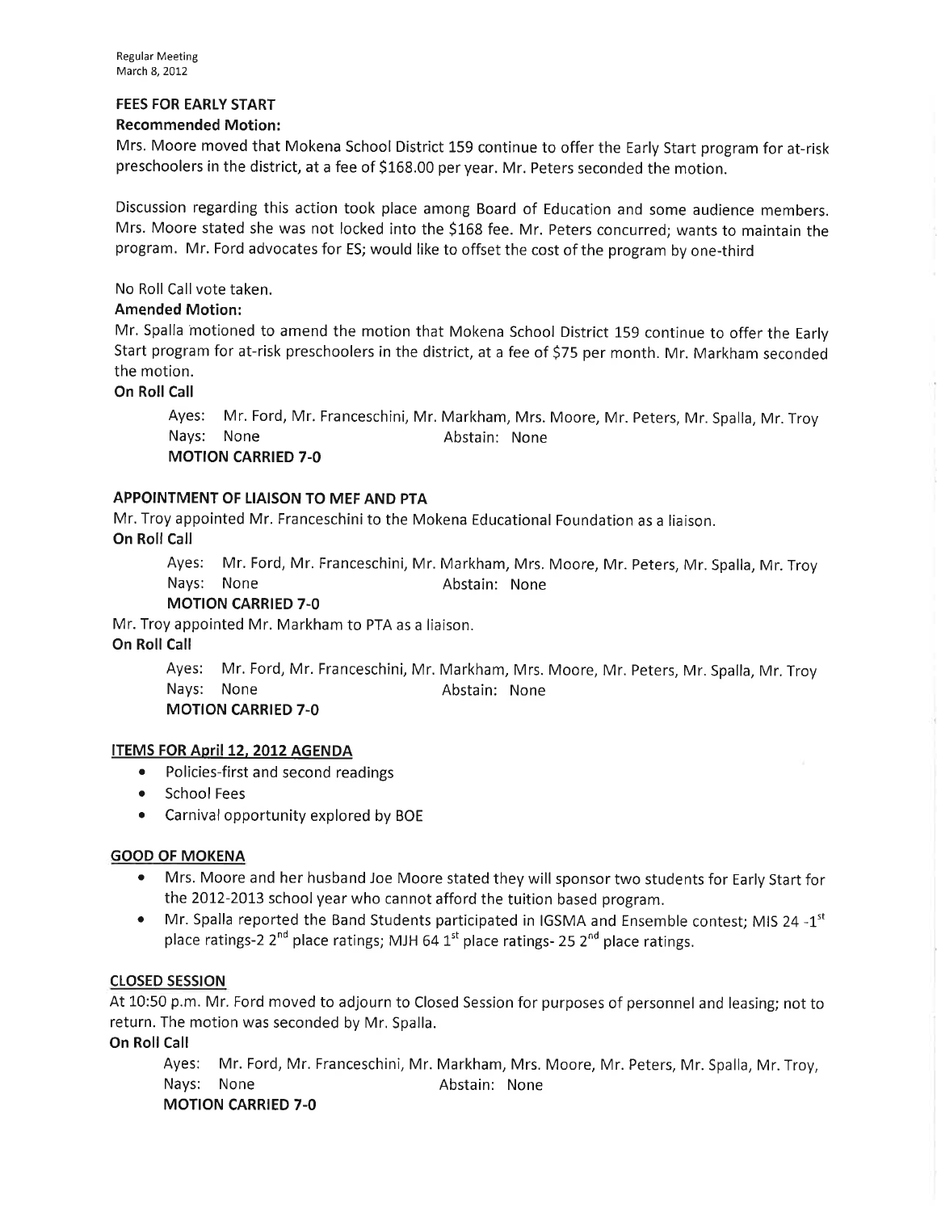### FEES FOR EARLY START

**Recommended Motion:**

Mrs. Moore moved that Mokena School District 159 continue to offer the Early Start program for at-risk preschoolers in the district, at a fee of $168.00 per year. Mr. Peters seconded the motion.

Discussion regarding this action took place among Board of Education and some audience members. Mrs. Moore stated she was not locked into the $168 fee. Mr. Peters concurred; wants to maintain the program. Mr. Ford advocates for ES; would like to offset the cost of the program by one-third

No Roll Call vote taken.

**Amended Motion:**

Mr. Spalla motioned to amend the motion that Mokena School District 159 continue to offer the Early Start program for at-risk preschoolers in the district, at a fee of $75 per month. Mr. Markham seconded the motion.

**On Roll Call**

Ayes: Mr. Ford, Mr. Franceschini, Mr. Markham, Mrs. Moore, Mr. Peters, Mr. Spalla, Mr. Troy
Nays: None Abstain: None
**MOTION CARRIED 7-0**

### APPOINTMENT OF LIAISON TO MEF AND PTA

Mr. Troy appointed Mr. Franceschini to the Mokena Educational Foundation as a liaison.

**On Roll Call**

Ayes: Mr. Ford, Mr. Franceschini, Mr. Markham, Mrs. Moore, Mr. Peters, Mr. Spalla, Mr. Troy
Nays: None Abstain: None
**MOTION CARRIED 7-0**

Mr. Troy appointed Mr. Markham to PTA as a liaison.

**On Roll Call**

Ayes: Mr. Ford, Mr. Franceschini, Mr. Markham, Mrs. Moore, Mr. Peters, Mr. Spalla, Mr. Troy
Nays: None Abstain: None
**MOTION CARRIED 7-0**

### ITEMS FOR April 12, 2012 AGENDA

- Policies-first and second readings
- School Fees
- Carnival opportunity explored by BOE

### GOOD OF MOKENA

- Mrs. Moore and her husband Joe Moore stated they will sponsor two students for Early Start for the 2012-2013 school year who cannot afford the tuition based program.
- Mr. Spalla reported the Band Students participated in IGSMA and Ensemble contest; MIS 24 -1st place ratings-2 2nd place ratings; MJH 64 1st place ratings- 25 2nd place ratings.

### CLOSED SESSION

At 10:50 p.m. Mr. Ford moved to adjourn to Closed Session for purposes of personnel and leasing; not to return. The motion was seconded by Mr. Spalla.

**On Roll Call**

Ayes: Mr. Ford, Mr. Franceschini, Mr. Markham, Mrs. Moore, Mr. Peters, Mr. Spalla, Mr. Troy,
Nays: None Abstain: None
**MOTION CARRIED 7-0**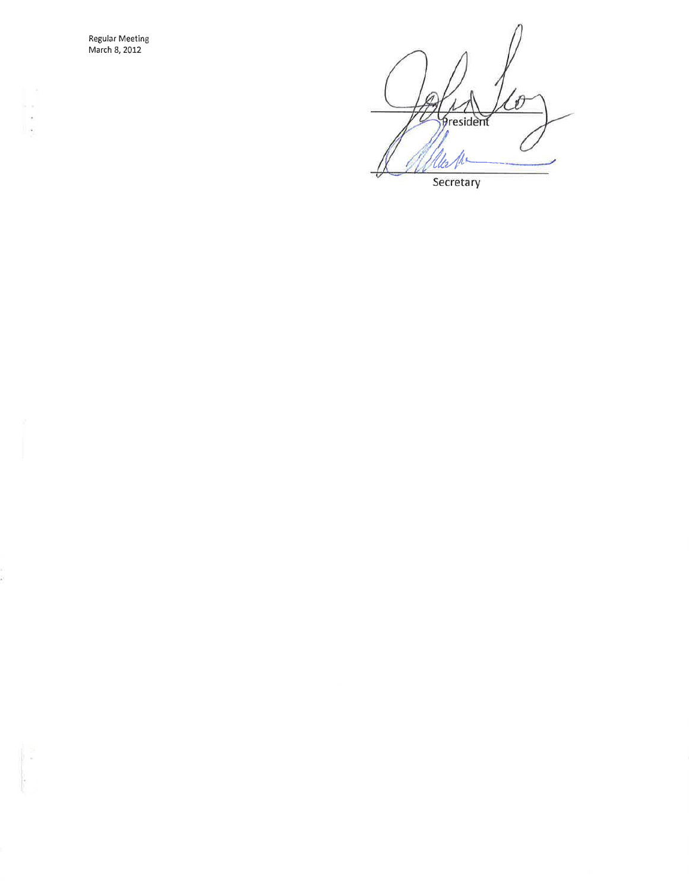Regular Meeting
March 8, 2012

President

Secretary